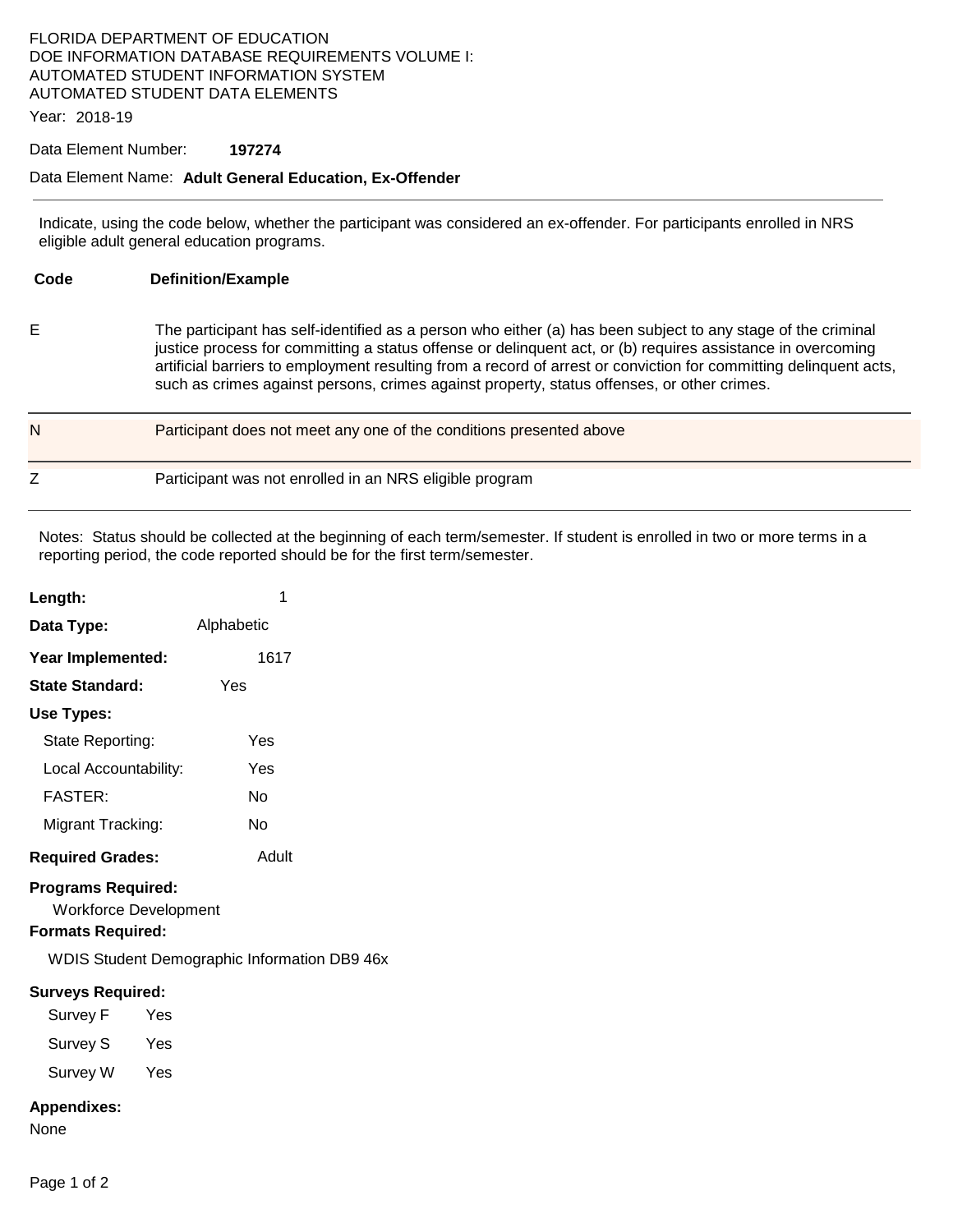FLORIDA DEPARTMENT OF EDUCATION
DOE INFORMATION DATABASE REQUIREMENTS VOLUME I:
AUTOMATED STUDENT INFORMATION SYSTEM
AUTOMATED STUDENT DATA ELEMENTS

Year: 2018-19

Data Element Number: **197274**

Data Element Name: **Adult General Education, Ex-Offender**

---

Indicate, using the code below, whether the participant was considered an ex-offender. For participants enrolled in NRS eligible adult general education programs.

| Code | Definition/Example |
|---|---|
| E | The participant has self-identified as a person who either (a) has been subject to any stage of the criminal justice process for committing a status offense or delinquent act, or (b) requires assistance in overcoming artificial barriers to employment resulting from a record of arrest or conviction for committing delinquent acts, such as crimes against persons, crimes against property, status offenses, or other crimes. |
| N | Participant does not meet any one of the conditions presented above |
| Z | Participant was not enrolled in an NRS eligible program |

Notes: Status should be collected at the beginning of each term/semester. If student is enrolled in two or more terms in a reporting period, the code reported should be for the first term/semester.

**Length:** 1

**Data Type:** Alphabetic

**Year Implemented:** 1617

**State Standard:** Yes

**Use Types:**

- State Reporting: Yes
- Local Accountability: Yes
- FASTER: No
- Migrant Tracking: No

**Required Grades:** Adult

**Programs Required:**

Workforce Development

**Formats Required:**

WDIS Student Demographic Information DB9 46x

**Surveys Required:**

- Survey F Yes
- Survey S Yes
- Survey W Yes

**Appendixes:**

None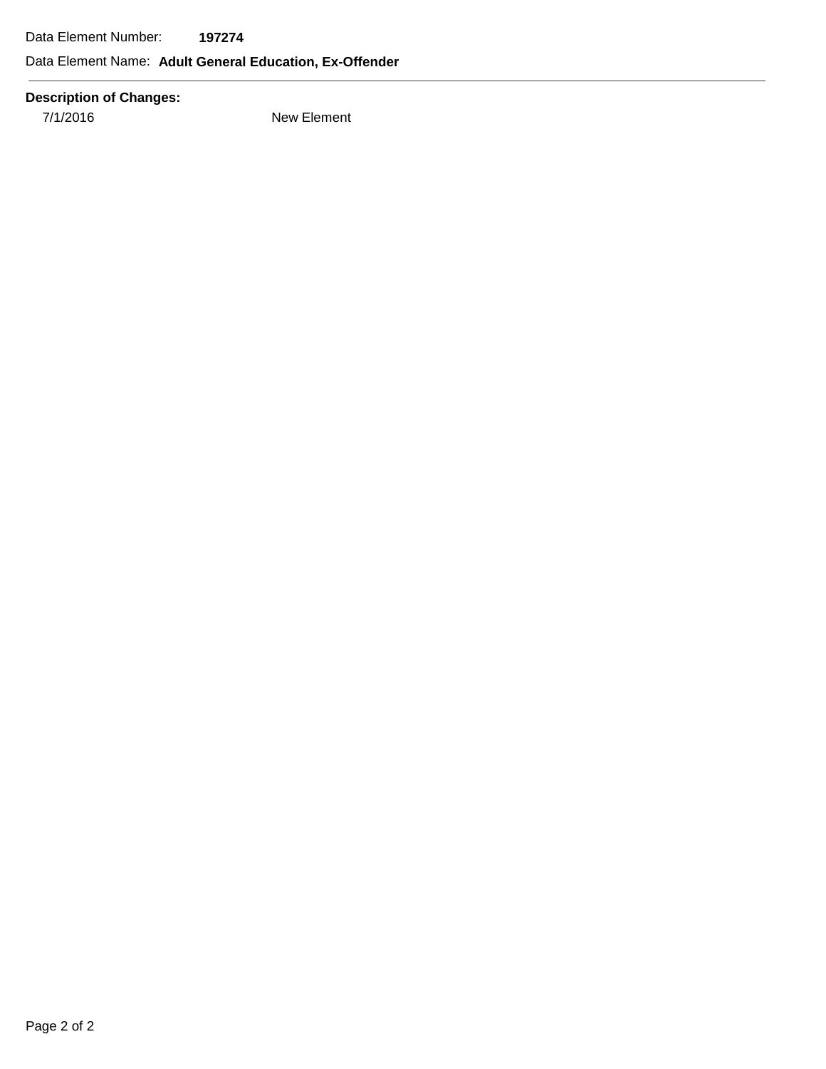Data Element Number: **197274**

Data Element Name: **Adult General Education, Ex-Offender**

---

**Description of Changes:**

| | |
|---|---|
| 7/1/2016 | New Element |